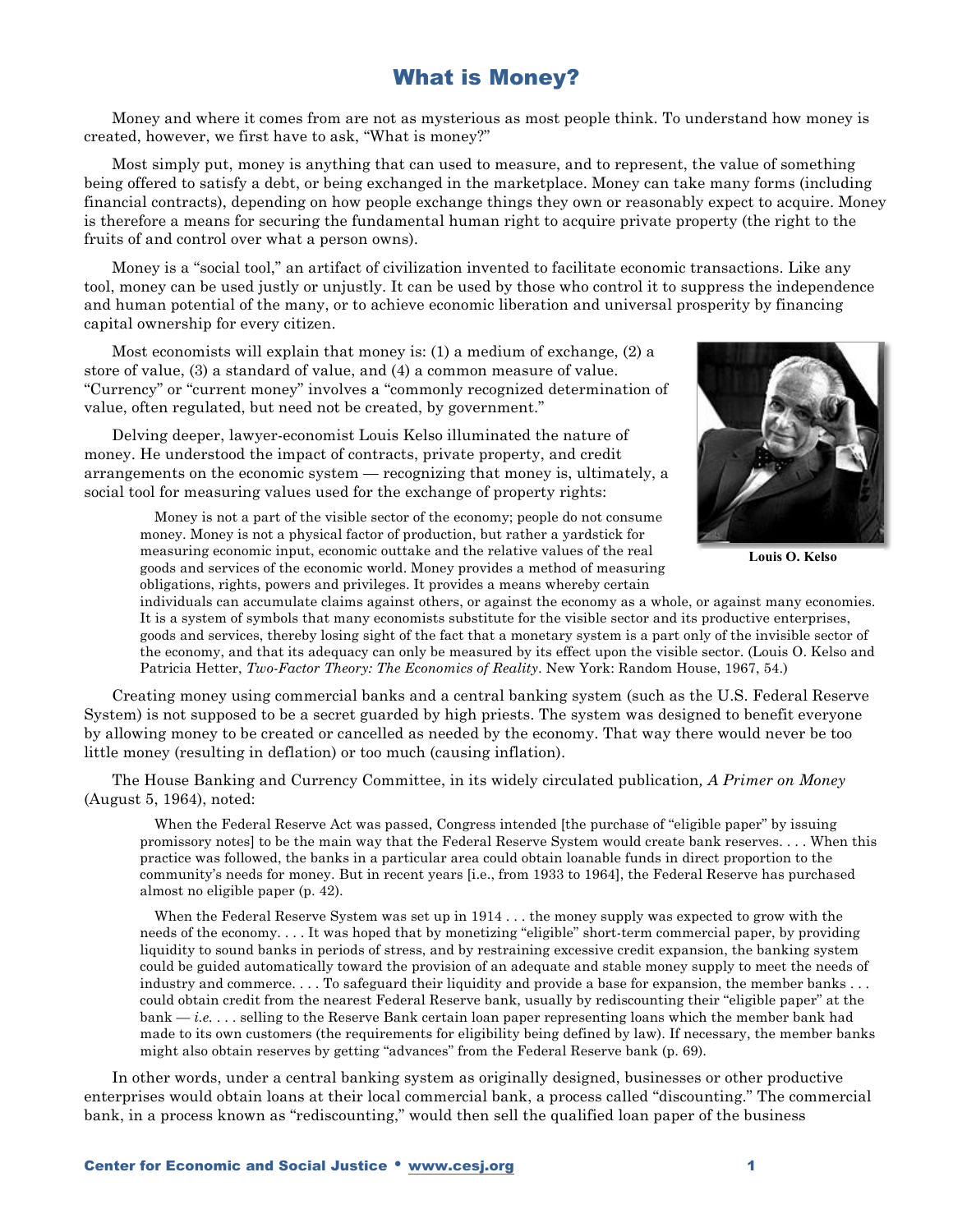# What is Money?

Money and where it comes from are not as mysterious as most people think. To understand how money is created, however, we first have to ask, "What is money?"

Most simply put, money is anything that can used to measure, and to represent, the value of something being offered to satisfy a debt, or being exchanged in the marketplace. Money can take many forms (including financial contracts), depending on how people exchange things they own or reasonably expect to acquire. Money is therefore a means for securing the fundamental human right to acquire private property (the right to the fruits of and control over what a person owns).

Money is a "social tool," an artifact of civilization invented to facilitate economic transactions. Like any tool, money can be used justly or unjustly. It can be used by those who control it to suppress the independence and human potential of the many, or to achieve economic liberation and universal prosperity by financing capital ownership for every citizen.

Most economists will explain that money is: (1) a medium of exchange, (2) a store of value, (3) a standard of value, and (4) a common measure of value. "Currency" or "current money" involves a "commonly recognized determination of value, often regulated, but need not be created, by government."

Delving deeper, lawyer-economist Louis Kelso illuminated the nature of money. He understood the impact of contracts, private property, and credit arrangements on the economic system — recognizing that money is, ultimately, a social tool for measuring values used for the exchange of property rights:

**Louis O. Kelso**

> Money is not a part of the visible sector of the economy; people do not consume money. Money is not a physical factor of production, but rather a yardstick for measuring economic input, economic outtake and the relative values of the real goods and services of the economic world. Money provides a method of measuring obligations, rights, powers and privileges. It provides a means whereby certain individuals can accumulate claims against others, or against the economy as a whole, or against many economies. It is a system of symbols that many economists substitute for the visible sector and its productive enterprises, goods and services, thereby losing sight of the fact that a monetary system is a part only of the invisible sector of the economy, and that its adequacy can only be measured by its effect upon the visible sector. (Louis O. Kelso and Patricia Hetter, *Two-Factor Theory: The Economics of Reality*. New York: Random House, 1967, 54.)

Creating money using commercial banks and a central banking system (such as the U.S. Federal Reserve System) is not supposed to be a secret guarded by high priests. The system was designed to benefit everyone by allowing money to be created or cancelled as needed by the economy. That way there would never be too little money (resulting in deflation) or too much (causing inflation).

The House Banking and Currency Committee, in its widely circulated publication*, A Primer on Money* (August 5, 1964), noted:

> When the Federal Reserve Act was passed, Congress intended [the purchase of "eligible paper" by issuing promissory notes] to be the main way that the Federal Reserve System would create bank reserves. . . . When this practice was followed, the banks in a particular area could obtain loanable funds in direct proportion to the community's needs for money. But in recent years [i.e., from 1933 to 1964], the Federal Reserve has purchased almost no eligible paper (p. 42).

> When the Federal Reserve System was set up in 1914 . . . the money supply was expected to grow with the needs of the economy. . . . It was hoped that by monetizing "eligible" short-term commercial paper, by providing liquidity to sound banks in periods of stress, and by restraining excessive credit expansion, the banking system could be guided automatically toward the provision of an adequate and stable money supply to meet the needs of industry and commerce. . . . To safeguard their liquidity and provide a base for expansion, the member banks . . . could obtain credit from the nearest Federal Reserve bank, usually by rediscounting their "eligible paper" at the bank — *i.e.* . . . selling to the Reserve Bank certain loan paper representing loans which the member bank had made to its own customers (the requirements for eligibility being defined by law). If necessary, the member banks might also obtain reserves by getting "advances" from the Federal Reserve bank (p. 69).

In other words, under a central banking system as originally designed, businesses or other productive enterprises would obtain loans at their local commercial bank, a process called "discounting." The commercial bank, in a process known as "rediscounting," would then sell the qualified loan paper of the business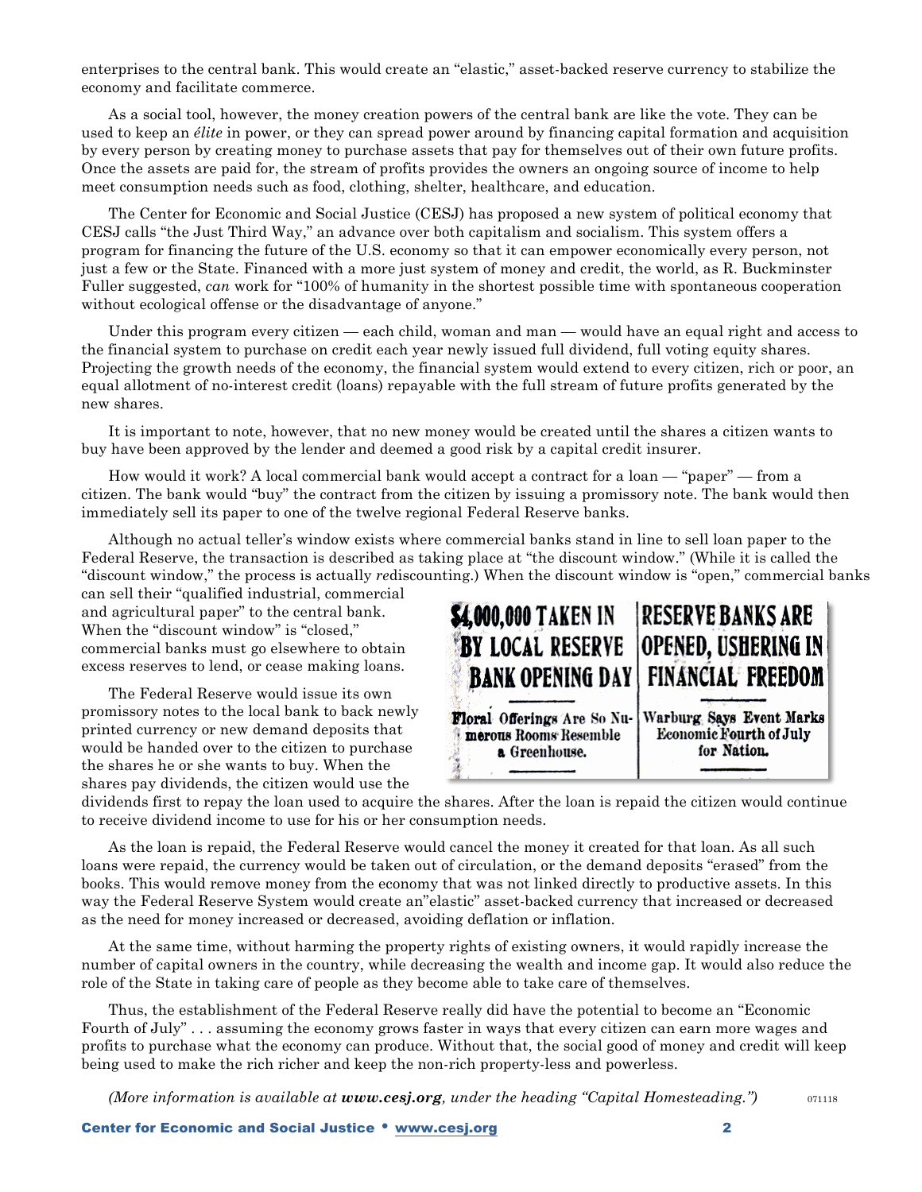enterprises to the central bank. This would create an "elastic," asset-backed reserve currency to stabilize the economy and facilitate commerce.

As a social tool, however, the money creation powers of the central bank are like the vote. They can be used to keep an *élite* in power, or they can spread power around by financing capital formation and acquisition by every person by creating money to purchase assets that pay for themselves out of their own future profits. Once the assets are paid for, the stream of profits provides the owners an ongoing source of income to help meet consumption needs such as food, clothing, shelter, healthcare, and education.

The Center for Economic and Social Justice (CESJ) has proposed a new system of political economy that CESJ calls "the Just Third Way," an advance over both capitalism and socialism. This system offers a program for financing the future of the U.S. economy so that it can empower economically every person, not just a few or the State. Financed with a more just system of money and credit, the world, as R. Buckminster Fuller suggested, *can* work for "100% of humanity in the shortest possible time with spontaneous cooperation without ecological offense or the disadvantage of anyone."

Under this program every citizen — each child, woman and man — would have an equal right and access to the financial system to purchase on credit each year newly issued full dividend, full voting equity shares. Projecting the growth needs of the economy, the financial system would extend to every citizen, rich or poor, an equal allotment of no-interest credit (loans) repayable with the full stream of future profits generated by the new shares.

It is important to note, however, that no new money would be created until the shares a citizen wants to buy have been approved by the lender and deemed a good risk by a capital credit insurer.

How would it work? A local commercial bank would accept a contract for a loan — "paper" — from a citizen. The bank would "buy" the contract from the citizen by issuing a promissory note. The bank would then immediately sell its paper to one of the twelve regional Federal Reserve banks.

Although no actual teller's window exists where commercial banks stand in line to sell loan paper to the Federal Reserve, the transaction is described as taking place at "the discount window." (While it is called the "discount window," the process is actually *re*discounting.) When the discount window is "open," commercial banks can sell their "qualified industrial, commercial and agricultural paper" to the central bank. When the "discount window" is "closed," commercial banks must go elsewhere to obtain excess reserves to lend, or cease making loans.

**$4,000,000 TAKEN IN BY LOCAL RESERVE BANK OPENING DAY**

**Floral Offerings Are So Numerous Rooms Resemble a Greenhouse.**

**RESERVE BANKS ARE OPENED, USHERING IN FINANCIAL FREEDOM**

**Warburg Says Event Marks Economic Fourth of July for Nation.**

The Federal Reserve would issue its own promissory notes to the local bank to back newly printed currency or new demand deposits that would be handed over to the citizen to purchase the shares he or she wants to buy. When the shares pay dividends, the citizen would use the dividends first to repay the loan used to acquire the shares. After the loan is repaid the citizen would continue to receive dividend income to use for his or her consumption needs.

As the loan is repaid, the Federal Reserve would cancel the money it created for that loan. As all such loans were repaid, the currency would be taken out of circulation, or the demand deposits "erased" from the books. This would remove money from the economy that was not linked directly to productive assets. In this way the Federal Reserve System would create an"elastic" asset-backed currency that increased or decreased as the need for money increased or decreased, avoiding deflation or inflation.

At the same time, without harming the property rights of existing owners, it would rapidly increase the number of capital owners in the country, while decreasing the wealth and income gap. It would also reduce the role of the State in taking care of people as they become able to take care of themselves.

Thus, the establishment of the Federal Reserve really did have the potential to become an "Economic Fourth of July" . . . assuming the economy grows faster in ways that every citizen can earn more wages and profits to purchase what the economy can produce. Without that, the social good of money and credit will keep being used to make the rich richer and keep the non-rich property-less and powerless.

*(More information is available at* ***www.cesj.org****, under the heading "Capital Homesteading.")* 071118